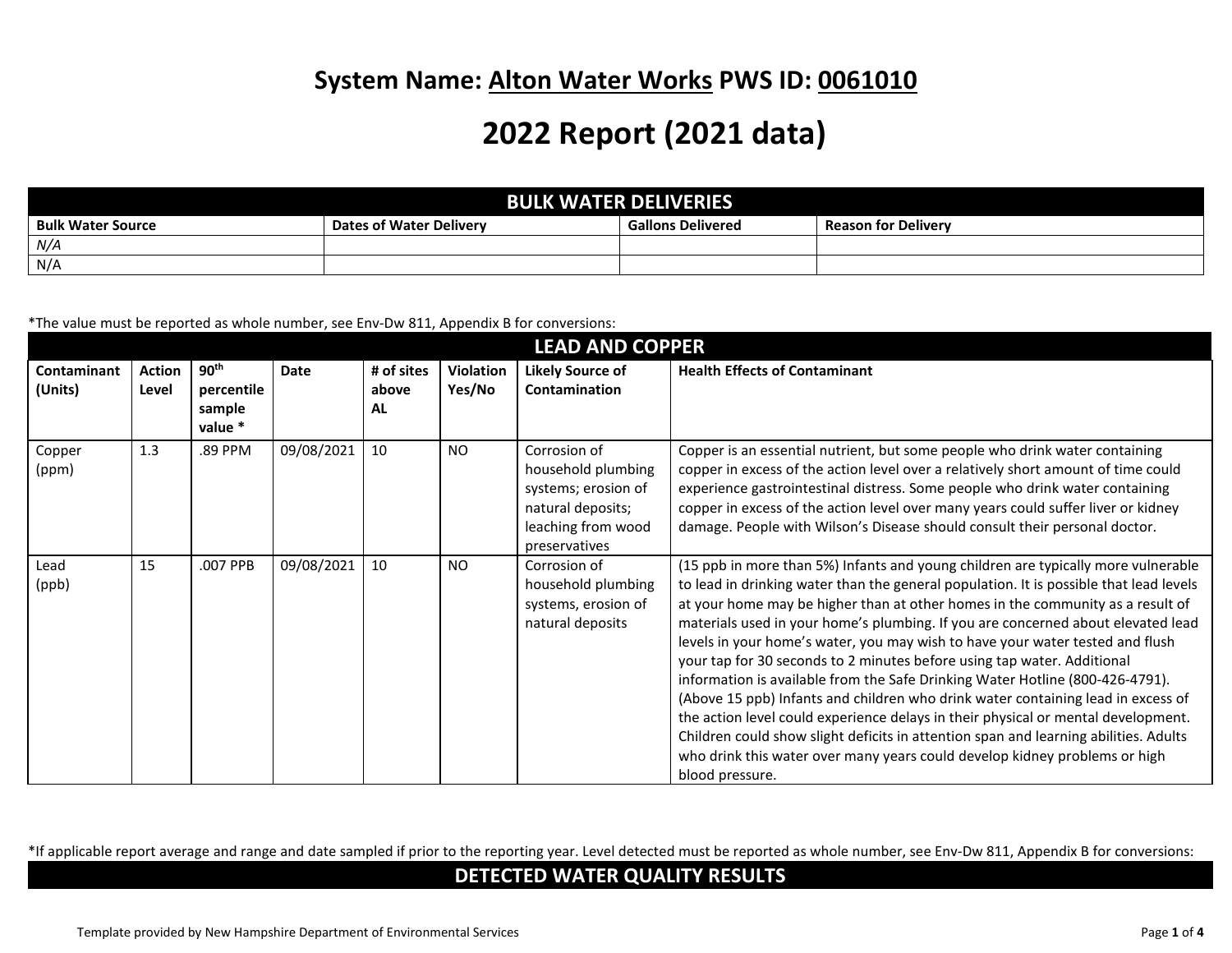# System Name: Alton Water Works PWS ID: 0061010

# 2022 Report (2021 data)

| BULK WATER DELIVERIES | | | |
|---|---|---|---|
| **Bulk Water Source** | **Dates of Water Delivery** | **Gallons Delivered** | **Reason for Delivery** |
| *N/A* | | | |
| N/A | | | |

*The value must be reported as whole number, see Env-Dw 811, Appendix B for conversions:

| LEAD AND COPPER | | | | | | | |
|---|---|---|---|---|---|---|---|
| **Contaminant (Units)** | **Action Level** | **90th percentile sample value *** | **Date** | **# of sites above AL** | **Violation Yes/No** | **Likely Source of Contamination** | **Health Effects of Contaminant** |
| Copper (ppm) | 1.3 | .89 PPM | 09/08/2021 | 10 | NO | Corrosion of household plumbing systems; erosion of natural deposits; leaching from wood preservatives | Copper is an essential nutrient, but some people who drink water containing copper in excess of the action level over a relatively short amount of time could experience gastrointestinal distress. Some people who drink water containing copper in excess of the action level over many years could suffer liver or kidney damage. People with Wilson's Disease should consult their personal doctor. |
| Lead (ppb) | 15 | .007 PPB | 09/08/2021 | 10 | NO | Corrosion of household plumbing systems, erosion of natural deposits | (15 ppb in more than 5%) Infants and young children are typically more vulnerable to lead in drinking water than the general population. It is possible that lead levels at your home may be higher than at other homes in the community as a result of materials used in your home's plumbing. If you are concerned about elevated lead levels in your home's water, you may wish to have your water tested and flush your tap for 30 seconds to 2 minutes before using tap water. Additional information is available from the Safe Drinking Water Hotline (800-426-4791). (Above 15 ppb) Infants and children who drink water containing lead in excess of the action level could experience delays in their physical or mental development. Children could show slight deficits in attention span and learning abilities. Adults who drink this water over many years could develop kidney problems or high blood pressure. |

*If applicable report average and range and date sampled if prior to the reporting year. Level detected must be reported as whole number, see Env-Dw 811, Appendix B for conversions:

## DETECTED WATER QUALITY RESULTS

Template provided by New Hampshire Department of Environmental Services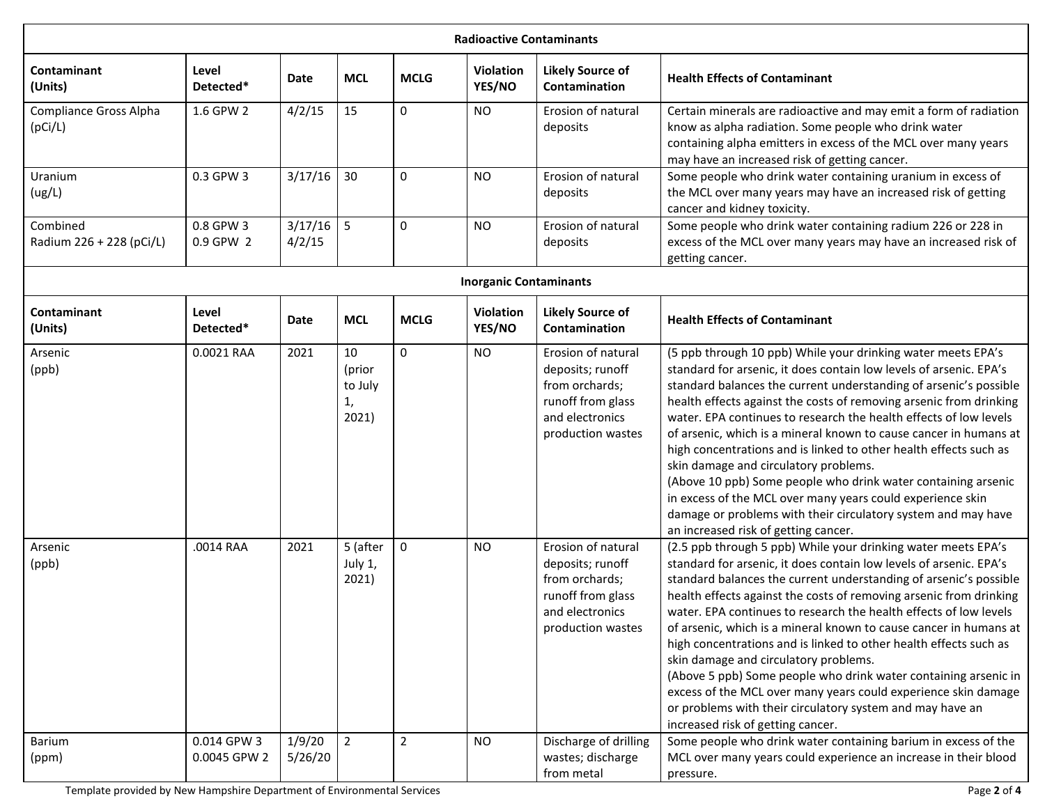| Radioactive Contaminants | | | | | | | |
|---|---|---|---|---|---|---|---|
| **Contaminant (Units)** | **Level Detected*** | **Date** | **MCL** | **MCLG** | **Violation YES/NO** | **Likely Source of Contamination** | **Health Effects of Contaminant** |
| Compliance Gross Alpha (pCi/L) | 1.6 GPW 2 | 4/2/15 | 15 | 0 | NO | Erosion of natural deposits | Certain minerals are radioactive and may emit a form of radiation know as alpha radiation. Some people who drink water containing alpha emitters in excess of the MCL over many years may have an increased risk of getting cancer. |
| Uranium (ug/L) | 0.3 GPW 3 | 3/17/16 | 30 | 0 | NO | Erosion of natural deposits | Some people who drink water containing uranium in excess of the MCL over many years may have an increased risk of getting cancer and kidney toxicity. |
| Combined Radium 226 + 228 (pCi/L) | 0.8 GPW 3<br>0.9 GPW 2 | 3/17/16<br>4/2/15 | 5 | 0 | NO | Erosion of natural deposits | Some people who drink water containing radium 226 or 228 in excess of the MCL over many years may have an increased risk of getting cancer. |

| Inorganic Contaminants | | | | | | | |
|---|---|---|---|---|---|---|---|
| **Contaminant (Units)** | **Level Detected*** | **Date** | **MCL** | **MCLG** | **Violation YES/NO** | **Likely Source of Contamination** | **Health Effects of Contaminant** |
| Arsenic (ppb) | 0.0021 RAA | 2021 | 10 (prior to July 1, 2021) | 0 | NO | Erosion of natural deposits; runoff from orchards; runoff from glass and electronics production wastes | (5 ppb through 10 ppb) While your drinking water meets EPA's standard for arsenic, it does contain low levels of arsenic. EPA's standard balances the current understanding of arsenic's possible health effects against the costs of removing arsenic from drinking water. EPA continues to research the health effects of low levels of arsenic, which is a mineral known to cause cancer in humans at high concentrations and is linked to other health effects such as skin damage and circulatory problems.<br>(Above 10 ppb) Some people who drink water containing arsenic in excess of the MCL over many years could experience skin damage or problems with their circulatory system and may have an increased risk of getting cancer. |
| Arsenic (ppb) | .0014 RAA | 2021 | 5 (after July 1, 2021) | 0 | NO | Erosion of natural deposits; runoff from orchards; runoff from glass and electronics production wastes | (2.5 ppb through 5 ppb) While your drinking water meets EPA's standard for arsenic, it does contain low levels of arsenic. EPA's standard balances the current understanding of arsenic's possible health effects against the costs of removing arsenic from drinking water. EPA continues to research the health effects of low levels of arsenic, which is a mineral known to cause cancer in humans at high concentrations and is linked to other health effects such as skin damage and circulatory problems.<br>(Above 5 ppb) Some people who drink water containing arsenic in excess of the MCL over many years could experience skin damage or problems with their circulatory system and may have an increased risk of getting cancer. |
| Barium (ppm) | 0.014 GPW 3<br>0.0045 GPW 2 | 1/9/20<br>5/26/20 | 2 | 2 | NO | Discharge of drilling wastes; discharge from metal | Some people who drink water containing barium in excess of the MCL over many years could experience an increase in their blood pressure. |

Template provided by New Hampshire Department of Environmental Services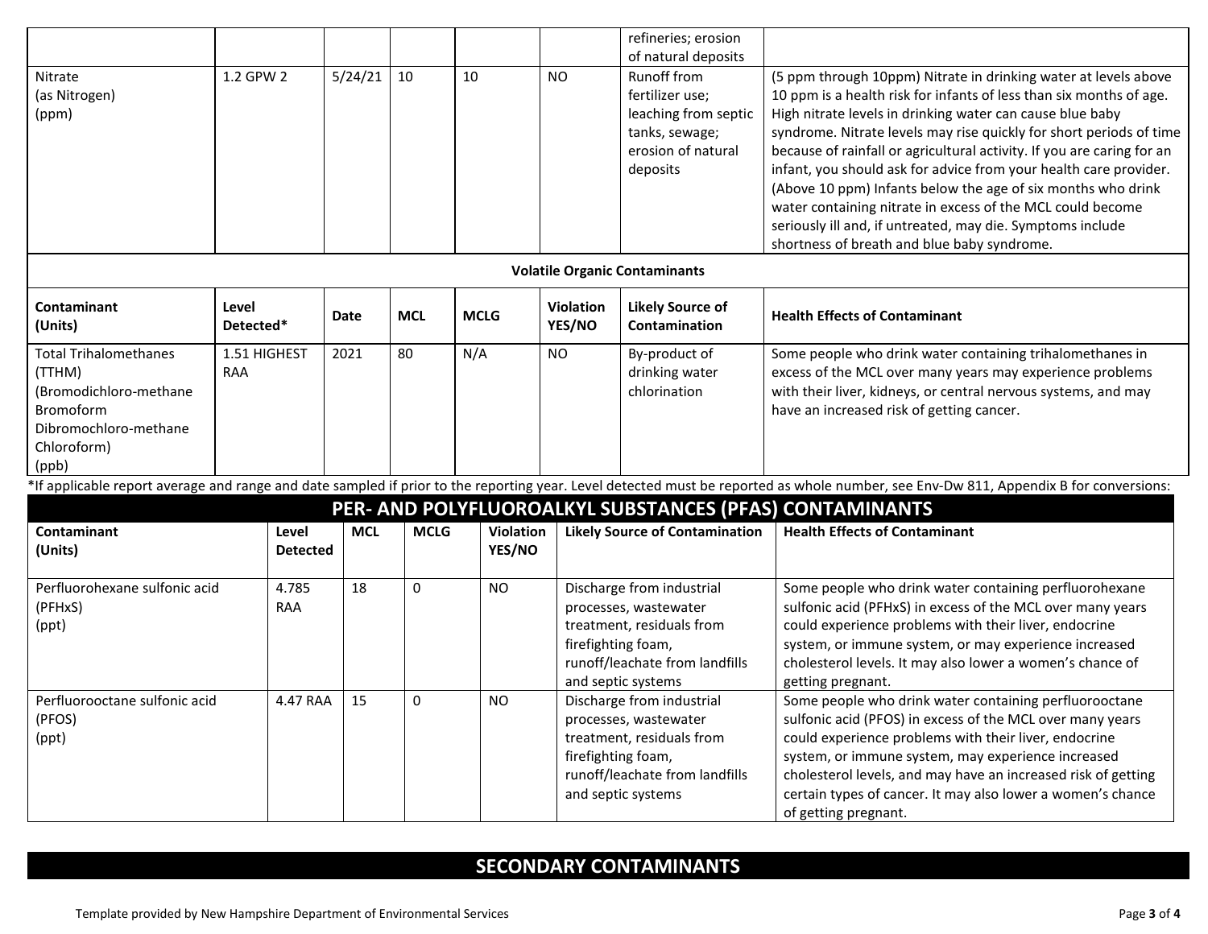| | | | | | | refineries; erosion of natural deposits | |
|---|---|---|---|---|---|---|---|
| Nitrate (as Nitrogen) (ppm) | 1.2 GPW 2 | 5/24/21 | 10 | 10 | NO | Runoff from fertilizer use; leaching from septic tanks, sewage; erosion of natural deposits | (5 ppm through 10ppm) Nitrate in drinking water at levels above 10 ppm is a health risk for infants of less than six months of age. High nitrate levels in drinking water can cause blue baby syndrome. Nitrate levels may rise quickly for short periods of time because of rainfall or agricultural activity. If you are caring for an infant, you should ask for advice from your health care provider. (Above 10 ppm) Infants below the age of six months who drink water containing nitrate in excess of the MCL could become seriously ill and, if untreated, may die. Symptoms include shortness of breath and blue baby syndrome. |
| **Volatile Organic Contaminants** | | | | | | | |
| **Contaminant (Units)** | **Level Detected*** | **Date** | **MCL** | **MCLG** | **Violation YES/NO** | **Likely Source of Contamination** | **Health Effects of Contaminant** |
| Total Trihalomethanes (TTHM) (Bromodichloro-methane Bromoform Dibromochloro-methane Chloroform) (ppb) | 1.51 HIGHEST RAA | 2021 | 80 | N/A | NO | By-product of drinking water chlorination | Some people who drink water containing trihalomethanes in excess of the MCL over many years may experience problems with their liver, kidneys, or central nervous systems, and may have an increased risk of getting cancer. |

*If applicable report average and range and date sampled if prior to the reporting year. Level detected must be reported as whole number, see Env-Dw 811, Appendix B for conversions:

## PER- AND POLYFLUOROALKYL SUBSTANCES (PFAS) CONTAMINANTS

| Contaminant (Units) | Level Detected | MCL | MCLG | Violation YES/NO | Likely Source of Contamination | Health Effects of Contaminant |
|---|---|---|---|---|---|---|
| Perfluorohexane sulfonic acid (PFHxS) (ppt) | 4.785 RAA | 18 | 0 | NO | Discharge from industrial processes, wastewater treatment, residuals from firefighting foam, runoff/leachate from landfills and septic systems | Some people who drink water containing perfluorohexane sulfonic acid (PFHxS) in excess of the MCL over many years could experience problems with their liver, endocrine system, or immune system, or may experience increased cholesterol levels. It may also lower a women's chance of getting pregnant. |
| Perfluorooctane sulfonic acid (PFOS) (ppt) | 4.47 RAA | 15 | 0 | NO | Discharge from industrial processes, wastewater treatment, residuals from firefighting foam, runoff/leachate from landfills and septic systems | Some people who drink water containing perfluorooctane sulfonic acid (PFOS) in excess of the MCL over many years could experience problems with their liver, endocrine system, or immune system, may experience increased cholesterol levels, and may have an increased risk of getting certain types of cancer. It may also lower a women's chance of getting pregnant. |

## SECONDARY CONTAMINANTS

Template provided by New Hampshire Department of Environmental Services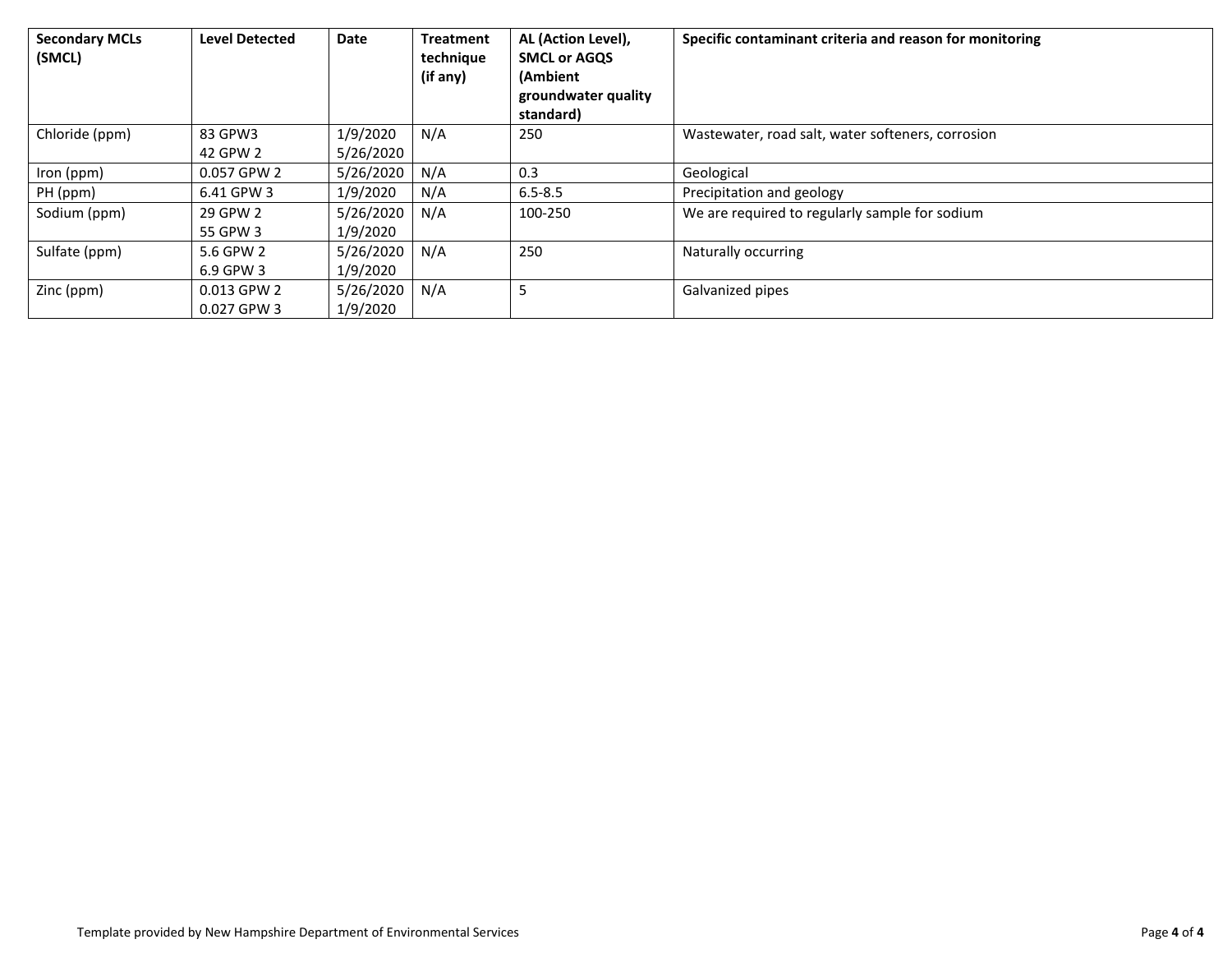| Secondary MCLs (SMCL) | Level Detected | Date | Treatment technique (if any) | AL (Action Level), SMCL or AGQS (Ambient groundwater quality standard) | Specific contaminant criteria and reason for monitoring |
|---|---|---|---|---|---|
| Chloride (ppm) | 83 GPW3<br>42 GPW 2 | 1/9/2020<br>5/26/2020 | N/A | 250 | Wastewater, road salt, water softeners, corrosion |
| Iron (ppm) | 0.057 GPW 2 | 5/26/2020 | N/A | 0.3 | Geological |
| PH (ppm) | 6.41 GPW 3 | 1/9/2020 | N/A | 6.5-8.5 | Precipitation and geology |
| Sodium (ppm) | 29 GPW 2<br>55 GPW 3 | 5/26/2020<br>1/9/2020 | N/A | 100-250 | We are required to regularly sample for sodium |
| Sulfate (ppm) | 5.6 GPW 2<br>6.9 GPW 3 | 5/26/2020<br>1/9/2020 | N/A | 250 | Naturally occurring |
| Zinc (ppm) | 0.013 GPW 2<br>0.027 GPW 3 | 5/26/2020<br>1/9/2020 | N/A | 5 | Galvanized pipes |

Template provided by New Hampshire Department of Environmental Services